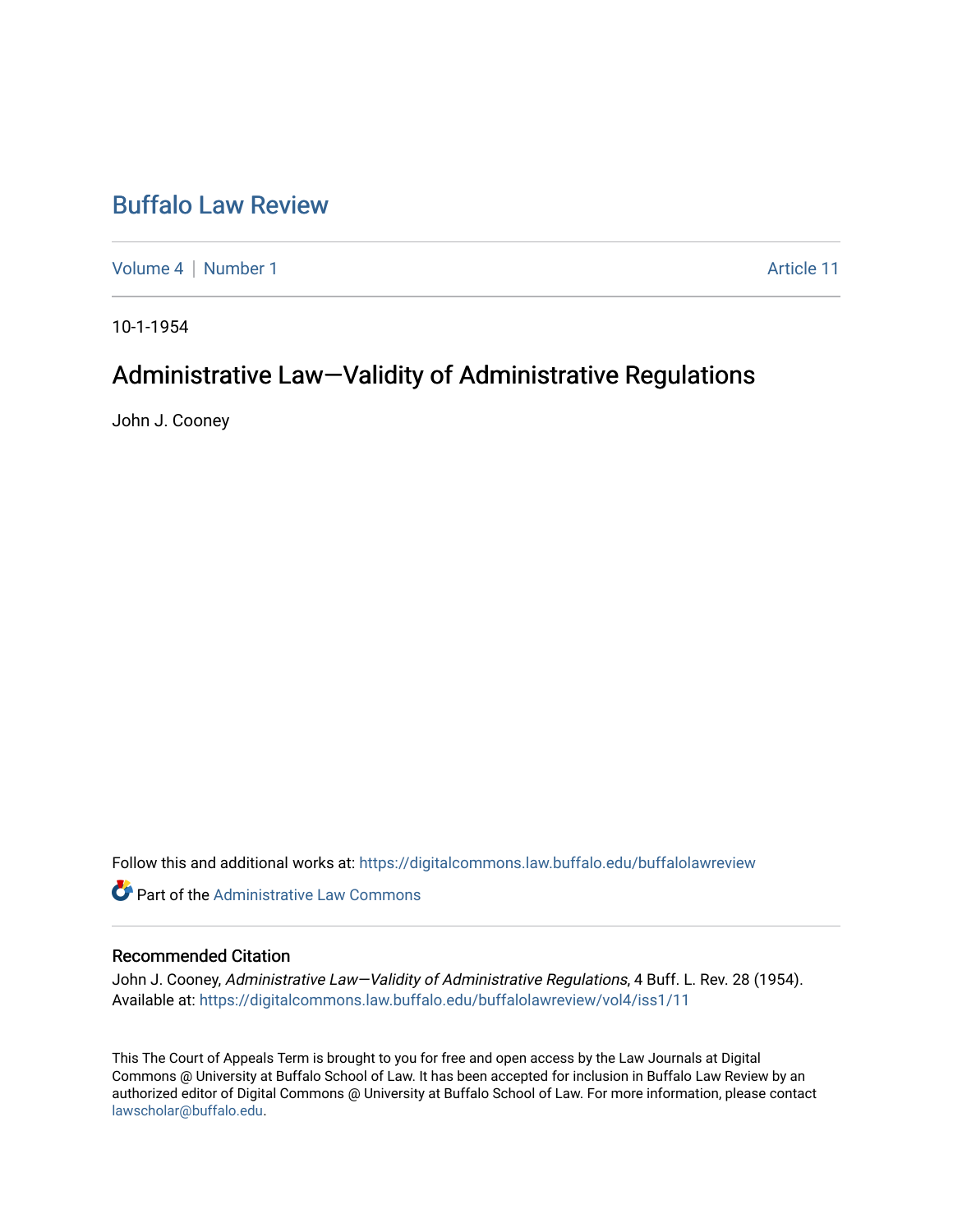# Buffalo Law Review

Volume 4 | Number 1 | Article 11

10-1-1954

## Administrative Law—Validity of Administrative Regulations

John J. Cooney

Follow this and additional works at: https://digitalcommons.law.buffalo.edu/buffalolawreview

Part of the Administrative Law Commons

### Recommended Citation

John J. Cooney, *Administrative Law—Validity of Administrative Regulations*, 4 Buff. L. Rev. 28 (1954).
Available at: https://digitalcommons.law.buffalo.edu/buffalolawreview/vol4/iss1/11

This The Court of Appeals Term is brought to you for free and open access by the Law Journals at Digital Commons @ University at Buffalo School of Law. It has been accepted for inclusion in Buffalo Law Review by an authorized editor of Digital Commons @ University at Buffalo School of Law. For more information, please contact lawscholar@buffalo.edu.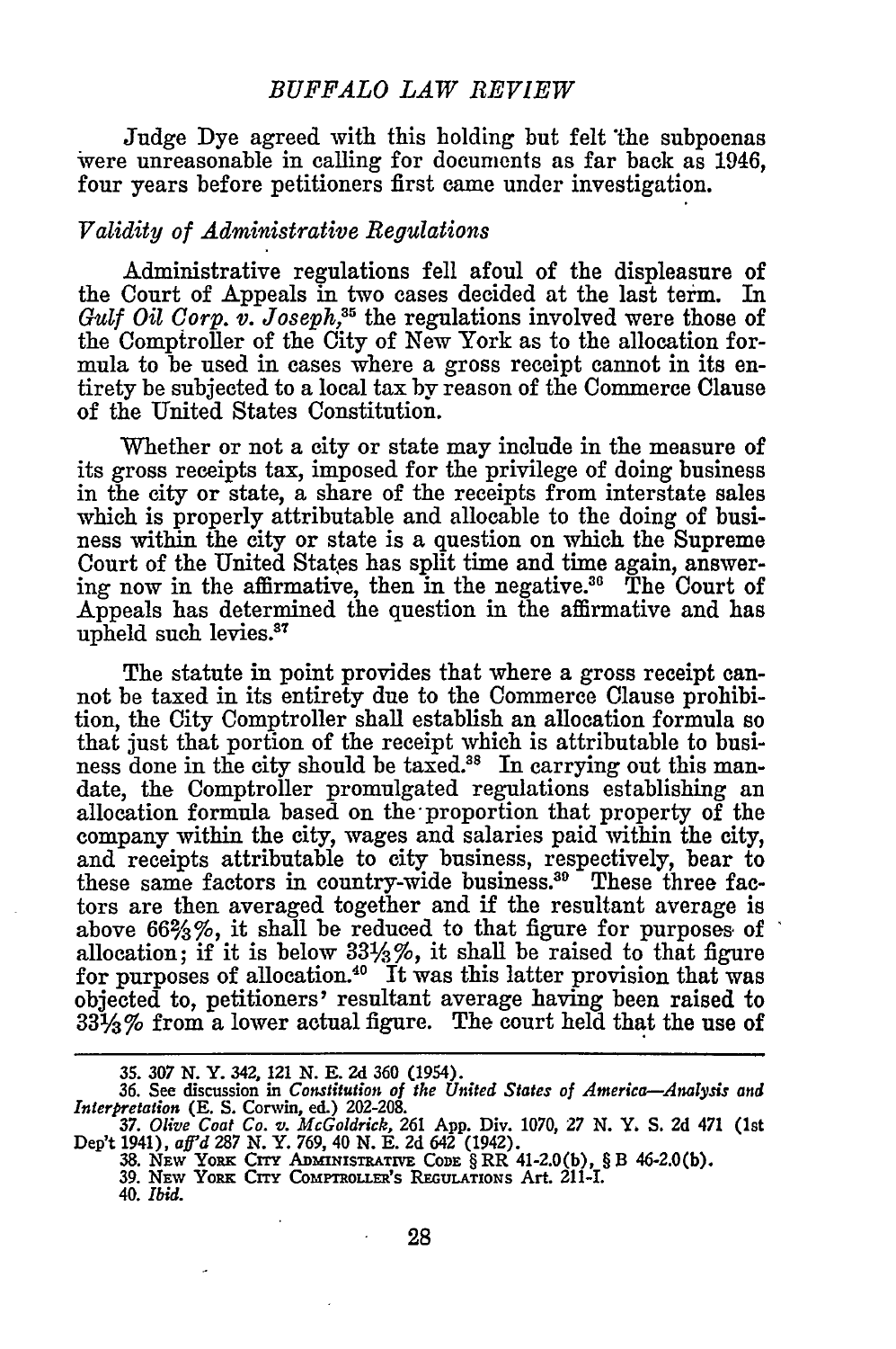Judge Dye agreed with this holding but felt the subpoenas were unreasonable in calling for documents as far back as 1946, four years before petitioners first came under investigation.

### *Validity of Administrative Regulations*

Administrative regulations fell afoul of the displeasure of the Court of Appeals in two cases decided at the last term. In *Gulf Oil Corp. v. Joseph*,[35] the regulations involved were those of the Comptroller of the City of New York as to the allocation formula to be used in cases where a gross receipt cannot in its entirety be subjected to a local tax by reason of the Commerce Clause of the United States Constitution.

Whether or not a city or state may include in the measure of its gross receipts tax, imposed for the privilege of doing business in the city or state, a share of the receipts from interstate sales which is properly attributable and allocable to the doing of business within the city or state is a question on which the Supreme Court of the United States has split time and time again, answering now in the affirmative, then in the negative.[36] The Court of Appeals has determined the question in the affirmative and has upheld such levies.[37]

The statute in point provides that where a gross receipt cannot be taxed in its entirety due to the Commerce Clause prohibition, the City Comptroller shall establish an allocation formula so that just that portion of the receipt which is attributable to business done in the city should be taxed.[38] In carrying out this mandate, the Comptroller promulgated regulations establishing an allocation formula based on the proportion that property of the company within the city, wages and salaries paid within the city, and receipts attributable to city business, respectively, bear to these same factors in country-wide business.[39] These three factors are then averaged together and if the resultant average is above 66⅔%, it shall be reduced to that figure for purposes of allocation; if it is below 33⅓%, it shall be raised to that figure for purposes of allocation.[40] It was this latter provision that was objected to, petitioners' resultant average having been raised to 33⅓% from a lower actual figure. The court held that the use of

---

35. 307 N. Y. 342, 121 N. E. 2d 360 (1954).

36. See discussion in *Constitution of the United States of America—Analysis and Interpretation* (E. S. Corwin, ed.) 202-208.

37. *Olive Coat Co. v. McGoldrick*, 261 App. Div. 1070, 27 N. Y. S. 2d 471 (1st Dep't 1941), *aff'd* 287 N. Y. 769, 40 N. E. 2d 642 (1942).

38. NEW YORK CITY ADMINISTRATIVE CODE § RR 41-2.0(b), § B 46-2.0(b).

39. NEW YORK CITY COMPTROLLER'S REGULATIONS Art. 211-I.

40. *Ibid.*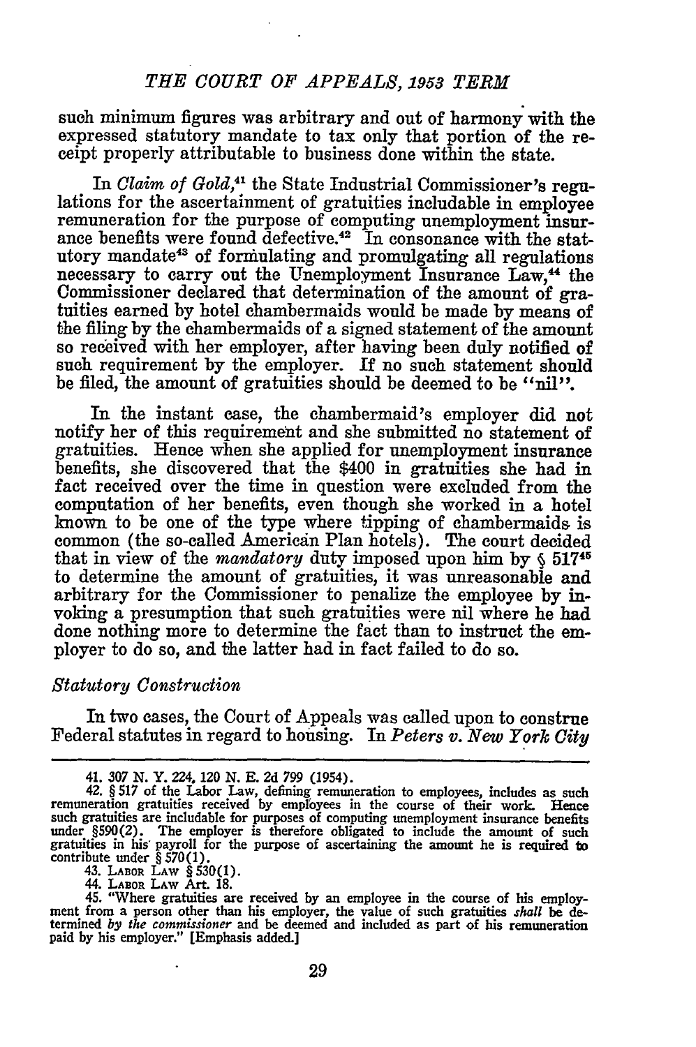such minimum figures was arbitrary and out of harmony with the expressed statutory mandate to tax only that portion of the receipt properly attributable to business done within the state.

In *Claim of Gold*,[41] the State Industrial Commissioner's regulations for the ascertainment of gratuities includable in employee remuneration for the purpose of computing unemployment insurance benefits were found defective.[42] In consonance with the statutory mandate[43] of formulating and promulgating all regulations necessary to carry out the Unemployment Insurance Law,[44] the Commissioner declared that determination of the amount of gratuities earned by hotel chambermaids would be made by means of the filing by the chambermaids of a signed statement of the amount so received with her employer, after having been duly notified of such requirement by the employer. If no such statement should be filed, the amount of gratuities should be deemed to be "nil".

In the instant case, the chambermaid's employer did not notify her of this requirement and she submitted no statement of gratuities. Hence when she applied for unemployment insurance benefits, she discovered that the $400 in gratuities she had in fact received over the time in question were excluded from the computation of her benefits, even though she worked in a hotel known to be one of the type where tipping of chambermaids is common (the so-called American Plan hotels). The court decided that in view of the *mandatory* duty imposed upon him by § 517[45] to determine the amount of gratuities, it was unreasonable and arbitrary for the Commissioner to penalize the employee by invoking a presumption that such gratuities were nil where he had done nothing more to determine the fact than to instruct the employer to do so, and the latter had in fact failed to do so.

*Statutory Construction*

In two cases, the Court of Appeals was called upon to construe Federal statutes in regard to housing. In *Peters v. New York City*

---

41. 307 N. Y. 224, 120 N. E. 2d 799 (1954).

42. § 517 of the Labor Law, defining remuneration to employees, includes as such remuneration gratuities received by employees in the course of their work. Hence such gratuities are includable for purposes of computing unemployment insurance benefits under §590(2). The employer is therefore obligated to include the amount of such gratuities in his payroll for the purpose of ascertaining the amount he is required to contribute under § 570(1).

43. LABOR LAW § 530(1).

44. LABOR LAW Art. 18.

45. "Where gratuities are received by an employee in the course of his employment from a person other than his employer, the value of such gratuities *shall* be determined *by the commissioner* and be deemed and included as part of his remuneration paid by his employer." [Emphasis added.]